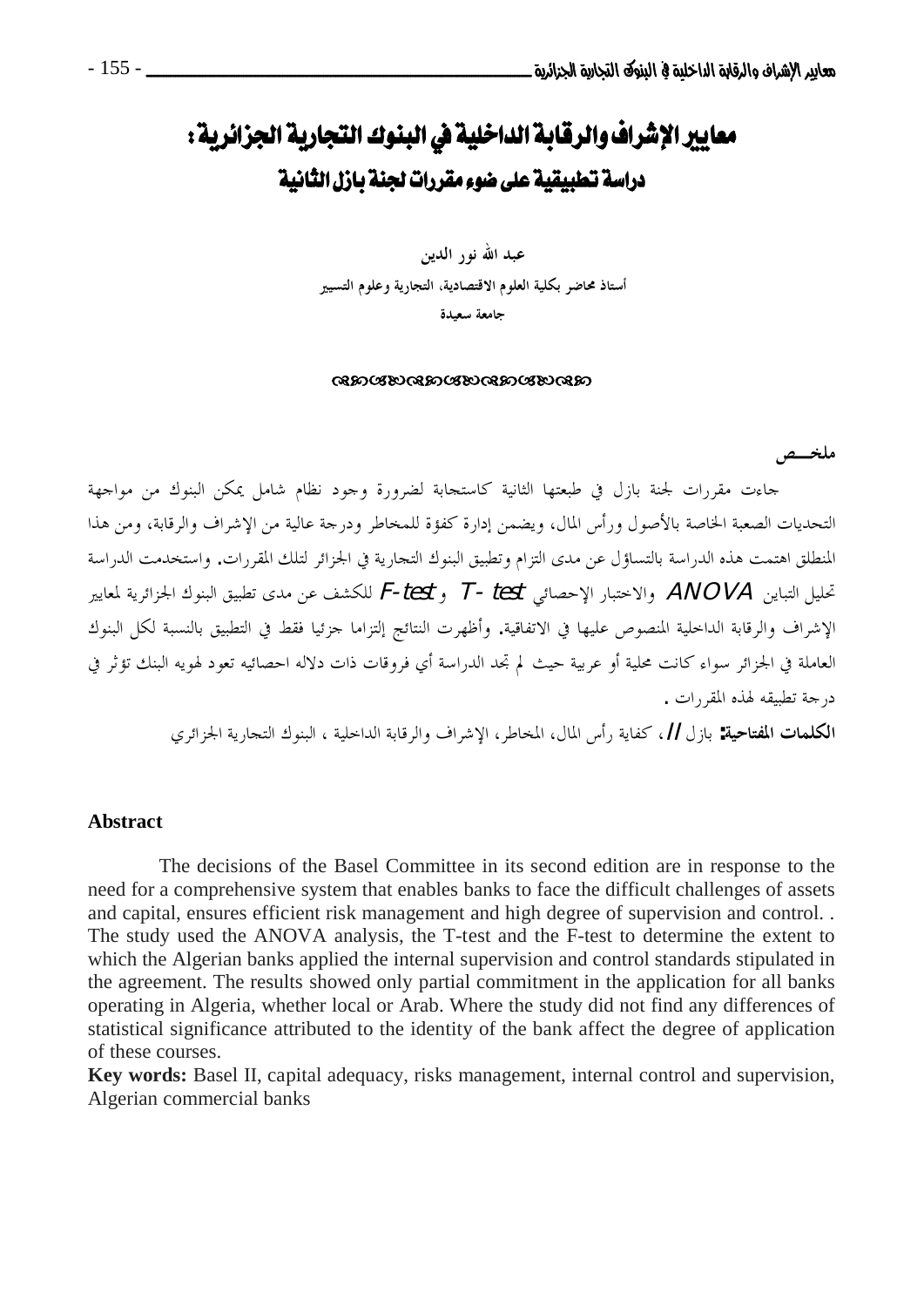# معايير الإشراف والرقابة الداخلية في البنوك التجارية الجزائرية :
## دراسة تطبيقية على ضوء مقررات لجنة بازل الثانية

**عبد الله نور الدين**

**أستاذ محاضر بكلية العلوم الاقتصادية، التجارية وعلوم التسيير**

**جامعة سعيدة**

**ملخـــص**

جاءت مقررات لجنة بازل في طبعتها الثانية كاستجابة لضرورة وجود نظام شامل يمكن البنوك من مواجهة التحديات الصعبة الخاصة بالأصول ورأس المال، ويضمن إدارة كفؤة للمخاطر ودرجة عالية من الإشراف والرقابة، ومن هذا المنطلق اهتمت هذه الدراسة بالتساؤل عن مدى التزام وتطبيق البنوك التجارية في الجزائر لتلك المقررات. واستخدمت الدراسة تحليل التباين *ANOVA* والاختبار الإحصائي *T- test* و*F-test* للكشف عن مدى تطبيق البنوك الجزائرية لمعايير الإشراف والرقابة الداخلية المنصوص عليها في الاتفاقية. وأظهرت النتائج إلتزاما جزئيا فقط في التطبيق بالنسبة لكل البنوك العاملة في الجزائر سواء كانت محلية أو عربية حيث لم تجد الدراسة أي فروقات ذات دلاله احصائيه تعود لهويه البنك تؤثر في درجة تطبيقه لهذه المقررات .

**الكلمات المفتاحية:** بازل *II*، كفاية رأس المال، المخاطر، الإشراف والرقابة الداخلية ، البنوك التجارية الجزائري

**Abstract**

The decisions of the Basel Committee in its second edition are in response to the need for a comprehensive system that enables banks to face the difficult challenges of assets and capital, ensures efficient risk management and high degree of supervision and control. . The study used the ANOVA analysis, the T-test and the F-test to determine the extent to which the Algerian banks applied the internal supervision and control standards stipulated in the agreement. The results showed only partial commitment in the application for all banks operating in Algeria, whether local or Arab. Where the study did not find any differences of statistical significance attributed to the identity of the bank affect the degree of application of these courses.

**Key words:** Basel II, capital adequacy, risks management, internal control and supervision, Algerian commercial banks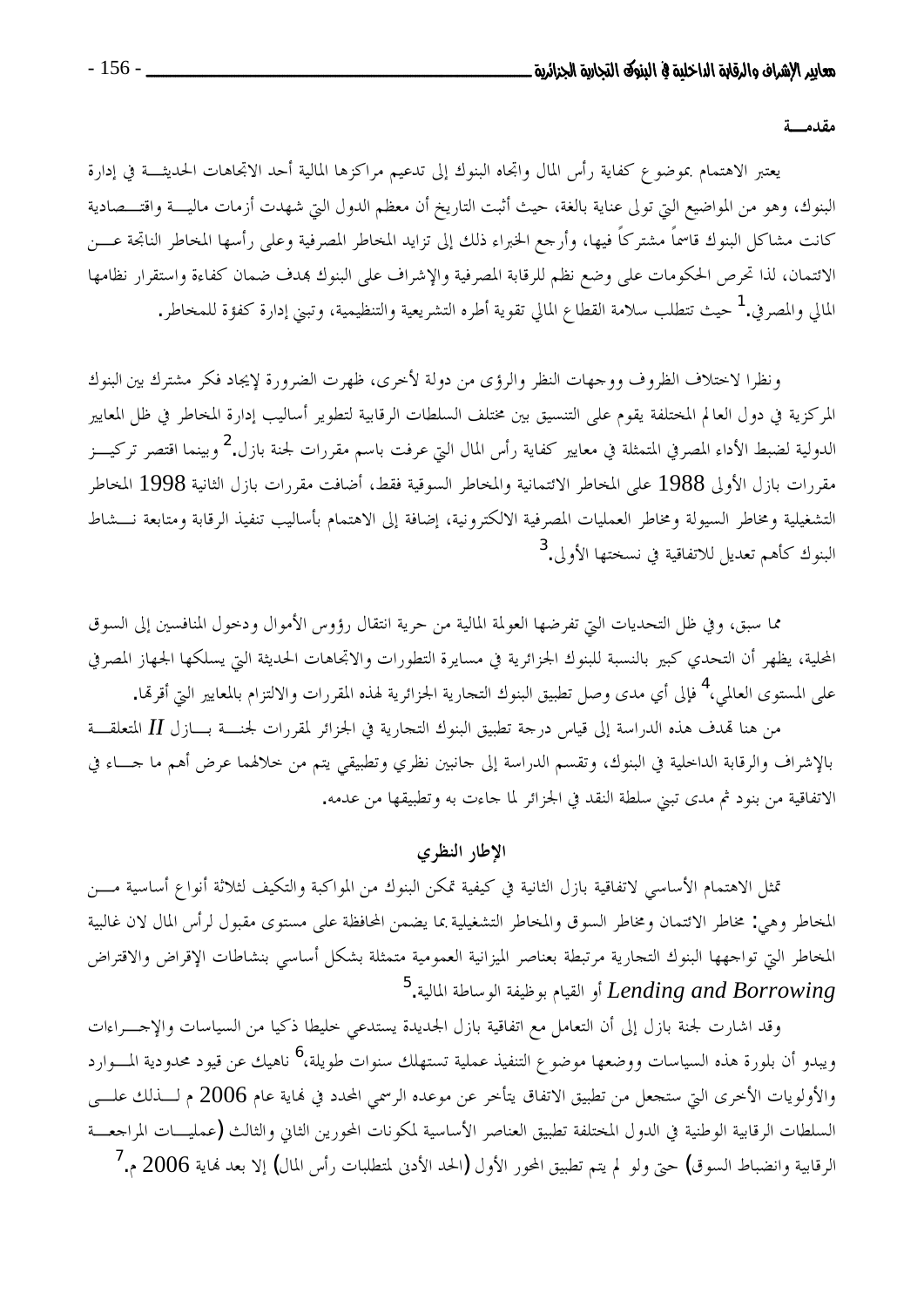### مقدمـــة

يعتبر الاهتمام بموضوع كفاية رأس المال واتجاه البنوك إلى تدعيم مراكزها المالية أحد الاتجاهات الحديثـــة في إدارة البنوك، وهو من المواضيع التي تولى عناية بالغة، حيث أثبت التاريخ أن معظم الدول التي شهدت أزمات ماليـــة واقتـــصادية كانت مشاكل البنوك قاسماً مشتركاً فيها، وأرجع الخبراء ذلك إلى تزايد المخاطر المصرفية وعلى رأسها المخاطر الناتجة عـــن الائتمان، لذا تحرص الحكومات على وضع نظم للرقابة المصرفية والإشراف على البنوك بهدف ضمان كفاءة واستقرار نظامها المالي والمصرفي.[1] حيث تتطلب سلامة القطاع المالي تقوية أطره التشريعية والتنظيمية، وتبني إدارة كفؤة للمخاطر.

ونظرا لاختلاف الظروف ووجهات النظر والرؤى من دولة لأخرى، ظهرت الضرورة لإيجاد فكر مشترك بين البنوك المركزية في دول العالم المختلفة يقوم على التنسيق بين مختلف السلطات الرقابية لتطوير أساليب إدارة المخاطر في ظل المعايير الدولية لضبط الأداء المصرفي المتمثلة في معايير كفاية رأس المال التي عرفت باسم مقررات لجنة بازل.[2] وبينما اقتصر تركيـــز مقررات بازل الأولى 1988 على المخاطر الائتمانية والمخاطر السوقية فقط، أضافت مقررات بازل الثانية 1998 المخاطر التشغيلية ومخاطر السيولة ومخاطر العمليات المصرفية الالكترونية، إضافة إلى الاهتمام بأساليب تنفيذ الرقابة ومتابعة نـــشاط البنوك كأهم تعديل للاتفاقية في نسختها الأولى.[3]

مما سبق، وفي ظل التحديات التي تفرضها العولمة المالية من حرية انتقال رؤوس الأموال ودخول المنافسين إلى السوق المحلية، يظهر أن التحدي كبير بالنسبة للبنوك الجزائرية في مسايرة التطورات والاتجاهات الحديثة التي يسلكها الجهاز المصرفي على المستوى العالمي،[4] فإلى أي مدى وصل تطبيق البنوك التجارية الجزائرية لهذه المقررات والالتزام بالمعايير التي أقرتها.

من هنا تهدف هذه الدراسة إلى قياس درجة تطبيق البنوك التجارية في الجزائر لمقررات لجنـــة بـــازل *II* المتعلقـــة بالإشراف والرقابة الداخلية في البنوك، وتقسم الدراسة إلى جانبين نظري وتطبيقي يتم من خلالهما عرض أهم ما جـــاء في الاتفاقية من بنود ثم مدى تبني سلطة النقد في الجزائر لما جاءت به وتطبيقها من عدمه.

### الإطار النظري

تمثل الاهتمام الأساسي لاتفاقية بازل الثانية في كيفية تمكن البنوك من المواكبة والتكيف لثلاثة أنواع أساسية مـــن المخاطر وهي: مخاطر الائتمان ومخاطر السوق والمخاطر التشغيلية بما يضمن المحافظة على مستوى مقبول لرأس المال لان غالبية المخاطر التي تواجهها البنوك التجارية مرتبطة بعناصر الميزانية العمومية متمثلة بشكل أساسي بنشاطات الإقراض والاقتراض ***Lending and Borrowing*** أو القيام بوظيفة الوساطة المالية.[5]

وقد اشارت لجنة بازل إلى أن التعامل مع اتفاقية بازل الجديدة يستدعي خليطا ذكيا من السياسات والإجـــراءات ويبدو أن بلورة هذه السياسات ووضعها موضوع التنفيذ عملية تستهلك سنوات طويلة،[6] ناهيك عن قيود محدودية المـــوارد والأولويات الأخرى التي ستجعل من تطبيق الاتفاق يتأخر عن موعده الرسمي المحدد في نهاية عام 2006 م لـــذلك علـــى السلطات الرقابية الوطنية في الدول المختلفة تطبيق العناصر الأساسية لمكونات المحورين الثاني والثالث (عمليـــات المراجعـــة الرقابية وانضباط السوق) حتى ولو لم يتم تطبيق المحور الأول (الحد الأدنى لمتطلبات رأس المال) إلا بعد نهاية 2006 م.[7]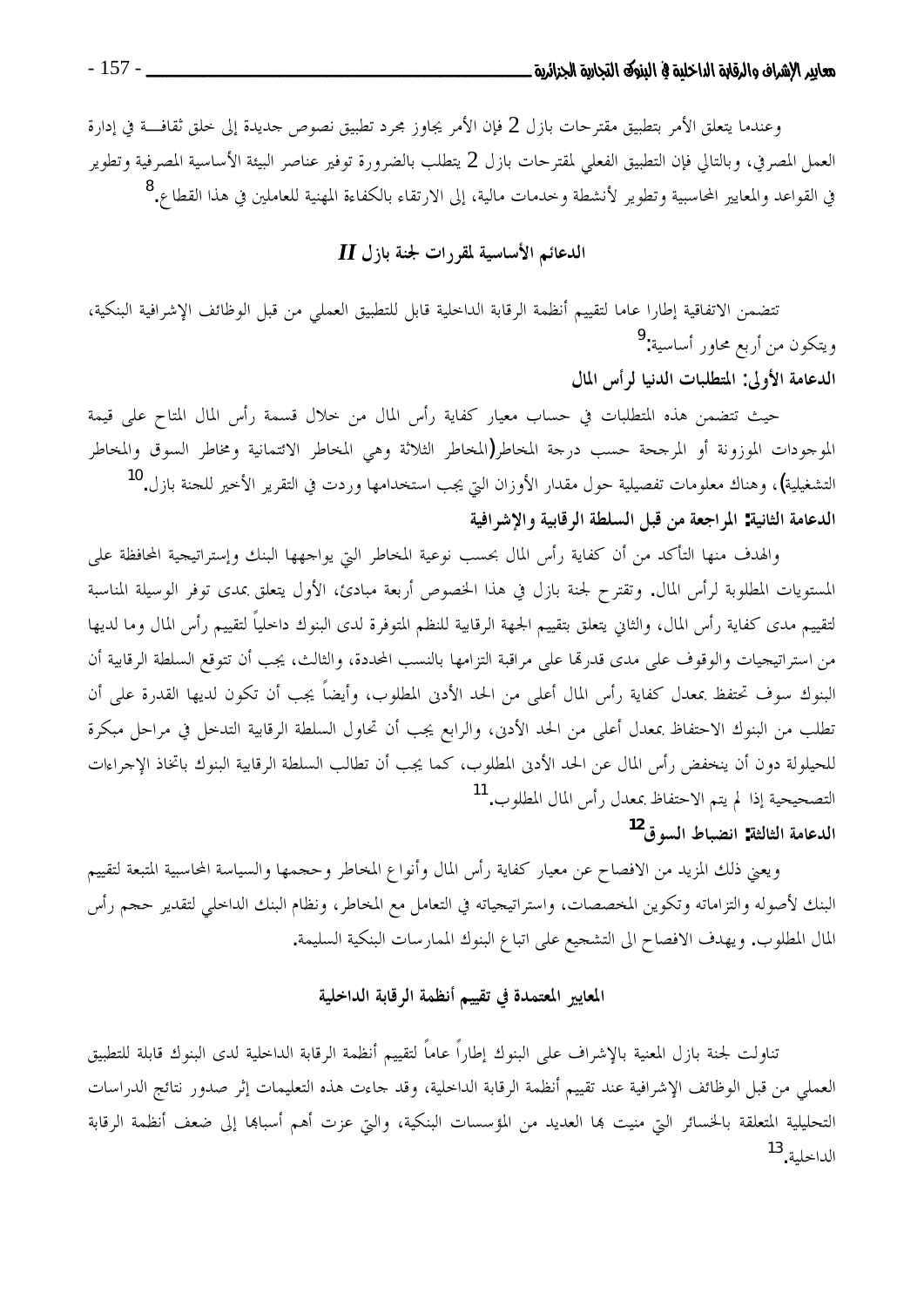وعندما يتعلق الأمر بتطبيق مقترحات بازل 2 فإن الأمر يجاوز مجرد تطبيق نصوص جديدة إلى خلق ثقافة في إدارة العمل المصرفي، وبالتالي فإن التطبيق الفعلي لمقترحات بازل 2 يتطلب بالضرورة توفير عناصر البيئة الأساسية المصرفية وتطوير في القواعد والمعايير المحاسبية وتطوير لأنشطة وخدمات مالية، إلى الارتقاء بالكفاءة المهنية للعاملين في هذا القطاع.[8]

## الدعائم الأساسية لمقررات لجنة بازل *II*

تتضمن الاتفاقية إطارا عاما لتقييم أنظمة الرقابة الداخلية قابل للتطبيق العملي من قبل الوظائف الإشرافية البنكية، ويتكون من أربع محاور أساسية:[9]

**الدعامة الأولى: المتطلبات الدنيا لرأس المال**

حيث تتضمن هذه المتطلبات في حساب معيار كفاية رأس المال من خلال قسمة رأس المال المتاح على قيمة الموجودات الموزونة أو المرجحة حسب درجة المخاطر(المخاطر الثلاثة وهي المخاطر الائتمانية ومخاطر السوق والمخاطر التشغيلية)، وهناك معلومات تفصيلية حول مقدار الأوزان التي يجب استخدامها وردت في التقرير الأخير للجنة بازل.[10]

**الدعامة الثانية: المراجعة من قبل السلطة الرقابية والإشرافية**

والهدف منها التأكد من أن كفاية رأس المال بحسب نوعية المخاطر التي يواجهها البنك وإستراتيجية المحافظة على المستويات المطلوبة لرأس المال. وتقترح لجنة بازل في هذا الخصوص أربعة مبادئ، الأول يتعلق بمدى توفر الوسيلة المناسبة لتقييم مدى كفاية رأس المال، والثاني يتعلق بتقييم الجهة الرقابية للنظم المتوفرة لدى البنوك داخلياً لتقييم رأس المال وما لديها من استراتيجيات والوقوف على مدى قدرتها على مراقبة التزامها بالنسب المحددة، والثالث، يجب أن تتوقع السلطة الرقابية أن البنوك سوف تحتفظ بمعدل كفاية رأس المال أعلى من الحد الأدنى المطلوب، وأيضاً يجب أن تكون لديها القدرة على أن تطلب من البنوك الاحتفاظ بمعدل أعلى من الحد الأدنى، والرابع يجب أن تحاول السلطة الرقابية التدخل في مراحل مبكرة للحيلولة دون أن ينخفض رأس المال عن الحد الأدنى المطلوب، كما يجب أن تطالب السلطة الرقابية البنوك باتخاذ الإجراءات التصحيحية إذا لم يتم الاحتفاظ بمعدل رأس المال المطلوب.[11]

**الدعامة الثالثة: انضباط السوق[12]**

ويعني ذلك المزيد من الافصاح عن معيار كفاية رأس المال وأنواع المخاطر وحجمها والسياسة المحاسبية المتبعة لتقييم البنك لأصوله والتزاماته وتكوين المخصصات، واستراتيجياته في التعامل مع المخاطر، ونظام البنك الداخلي لتقدير حجم رأس المال المطلوب. ويهدف الافصاح الى التشجيع على اتباع البنوك الممارسات البنكية السليمة.

## المعايير المعتمدة في تقييم أنظمة الرقابة الداخلية

تناولت لجنة بازل المعنية بالإشراف على البنوك إطاراً عاماً لتقييم أنظمة الرقابة الداخلية لدى البنوك قابلة للتطبيق العملي من قبل الوظائف الإشرافية عند تقييم أنظمة الرقابة الداخلية، وقد جاءت هذه التعليمات إثر صدور نتائج الدراسات التحليلية المتعلقة بالخسائر التي منيت بها العديد من المؤسسات البنكية، والتي عزت أهم أسبابها إلى ضعف أنظمة الرقابة الداخلية.[13]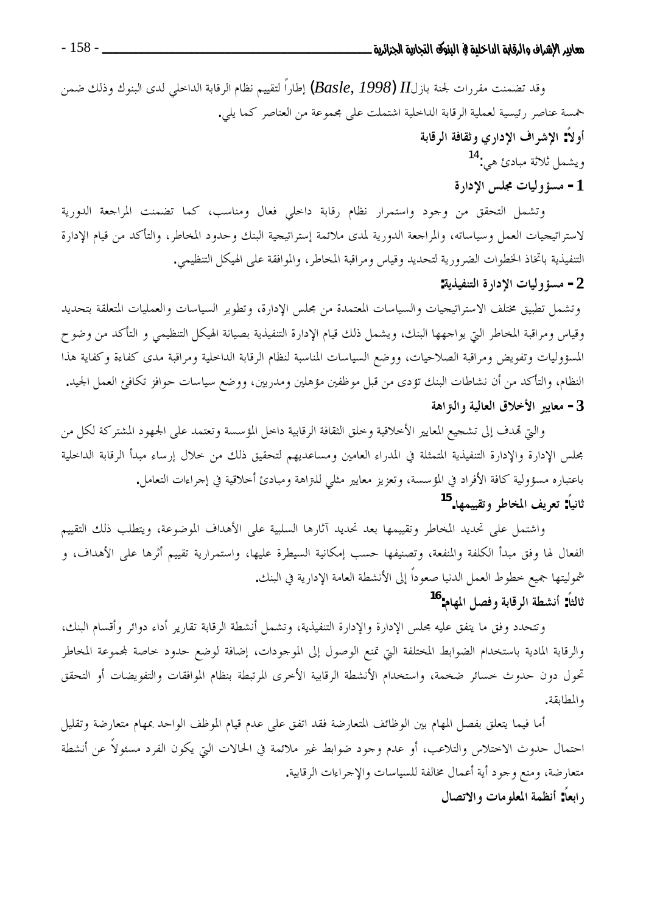وقد تضمنت مقررات لجنة بازل*II (Basle, 1998)* إطاراً لتقييم نظام الرقابة الداخلي لدى البنوك وذلك ضمن خمسة عناصر رئيسية لعملية الرقابة الداخلية اشتملت على مجموعة من العناصر كما يلي.

**أولاً: الإشراف الإداري وثقافة الرقابة**

ويشمل ثلاثة مبادئ هي:[14]

**1- مسؤوليات مجلس الإدارة**

وتشمل التحقق من وجود واستمرار نظام رقابة داخلي فعال ومناسب، كما تضمنت المراجعة الدورية لاستراتيجيات العمل وسياساته، والمراجعة الدورية لمدى ملائمة إستراتيجية البنك وحدود المخاطر، والتأكد من قيام الإدارة التنفيذية باتخاذ الخطوات الضرورية لتحديد وقياس ومراقبة المخاطر، والموافقة على الهيكل التنظيمي.

**2- مسؤوليات الإدارة التنفيذية:**

وتشمل تطبيق مختلف الاستراتيجيات والسياسات المعتمدة من مجلس الإدارة، وتطوير السياسات والعمليات المتعلقة بتحديد وقياس ومراقبة المخاطر التي يواجهها البنك، ويشمل ذلك قيام الإدارة التنفيذية بصيانة الهيكل التنظيمي و التأكد من وضوح المسؤوليات وتفويض ومراقبة الصلاحيات، ووضع السياسات المناسبة لنظام الرقابة الداخلية ومراقبة مدى كفاءة وكفاية هذا النظام، والتأكد من أن نشاطات البنك تؤدى من قبل موظفين مؤهلين ومدربين، ووضع سياسات حوافز تكافئ العمل الجيد.

**3- معايير الأخلاق العالية والنزاهة**

والتي تهدف إلى تشجيع المعايير الأخلاقية وخلق الثقافة الرقابية داخل المؤسسة وتعتمد على الجهود المشتركة لكل من مجلس الإدارة والإدارة التنفيذية المتمثلة في المدراء العامين ومساعديهم لتحقيق ذلك من خلال إرساء مبدأ الرقابة الداخلية باعتباره مسؤولية كافة الأفراد في المؤسسة، وتعزيز معايير مثلي للنزاهة ومبادئ أخلاقية في إجراءات التعامل.

**ثانياً: تعريف المخاطر وتقييمها.[15]**

واشتمل على تحديد المخاطر وتقييمها بعد تحديد آثارها السلبية على الأهداف الموضوعة، ويتطلب ذلك التقييم الفعال لها وفق مبدأ الكلفة والمنفعة، وتصنيفها حسب إمكانية السيطرة عليها، واستمرارية تقييم أثرها على الأهداف، و شموليتها جميع خطوط العمل الدنيا صعوداً إلى الأنشطة العامة الإدارية في البنك.

**ثالثاً: أنشطة الرقابة وفصل المهام:[16]**

وتتحدد وفق ما يتفق عليه مجلس الإدارة والإدارة التنفيذية، وتشمل أنشطة الرقابة تقارير الرقابة تقارير أداء دوائر وأقسام البنك، والرقابة المادية باستخدام الضوابط المختلفة التي تمنع الوصول إلى الموجودات، إضافة لوضع حدود خاصة لمجموعة المخاطر تحول دون حدوث خسائر ضخمة، واستخدام الأنشطة الرقابية الأخرى المرتبطة بنظام الموافقات والتفويضات أو التحقق والمطابقة.

أما فيما يتعلق بفصل المهام بين الوظائف المتعارضة فقد اتفق على عدم قيام الموظف الواحد بمهام متعارضة وتقليل احتمال حدوث الاختلاس والتلاعب، أو عدم وجود ضوابط غير ملائمة في الحالات التي يكون الفرد مسئولاً عن أنشطة متعارضة، ومنع وجود أية أعمال مخالفة للسياسات والإجراءات الرقابية.

**رابعاً: أنظمة المعلومات والاتصال**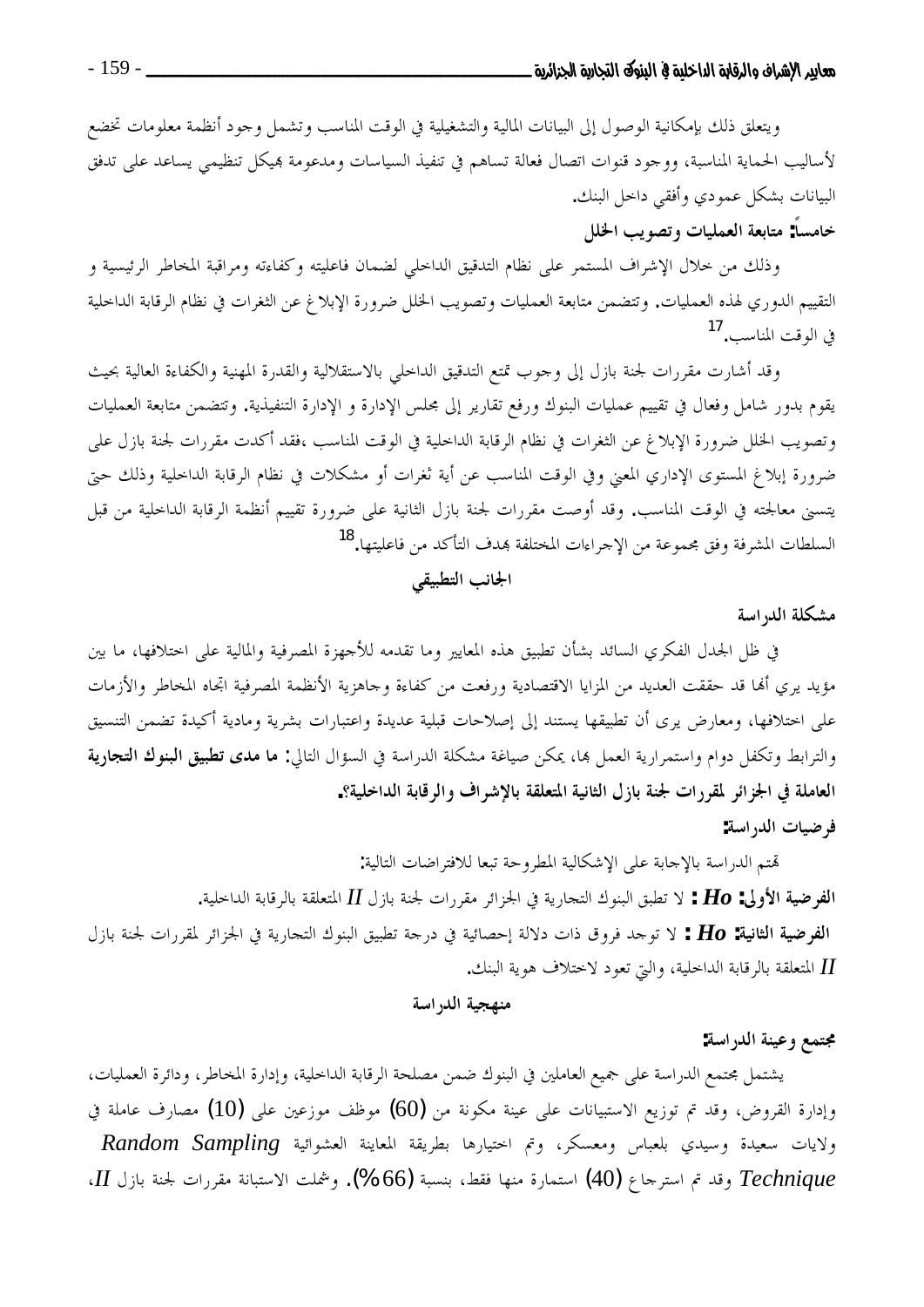ويتعلق ذلك بإمكانية الوصول إلى البيانات المالية والتشغيلية في الوقت المناسب وتشمل وجود أنظمة معلومات تخضع لأساليب الحماية المناسبة، ووجود قنوات اتصال فعالة تساهم في تنفيذ السياسات ومدعومة بهيكل تنظيمي يساعد على تدفق البيانات بشكل عمودي وأفقي داخل البنك.

**خامساً: متابعة العمليات وتصويب الخلل**

وذلك من خلال الإشراف المستمر على نظام التدقيق الداخلي لضمان فاعليته وكفاءته ومراقبة المخاطر الرئيسية و التقييم الدوري لهذه العمليات. وتتضمن متابعة العمليات وتصويب الخلل ضرورة الإبلاغ عن الثغرات في نظام الرقابة الداخلية في الوقت المناسب.[17]

وقد أشارت مقررات لجنة بازل إلى وجوب تمتع التدقيق الداخلي بالاستقلالية والقدرة المهنية والكفاءة العالية بحيث يقوم بدور شامل وفعال في تقييم عمليات البنوك ورفع تقارير إلى مجلس الإدارة و الإدارة التنفيذية. وتتضمن متابعة العمليات وتصويب الخلل ضرورة الإبلاغ عن الثغرات في نظام الرقابة الداخلية في الوقت المناسب ،فقد أكدت مقررات لجنة بازل على ضرورة إبلاغ المستوى الإداري المعني وفي الوقت المناسب عن أية ثغرات أو مشكلات في نظام الرقابة الداخلية وذلك حتى يتسنى معالجته في الوقت المناسب. وقد أوصت مقررات لجنة بازل الثانية على ضرورة تقييم أنظمة الرقابة الداخلية من قبل السلطات المشرفة وفق مجموعة من الإجراءات المختلفة بهدف التأكد من فاعليتها.[18]

## الجانب التطبيقي

**مشكلة الدراسة**

في ظل الجدل الفكري السائد بشأن تطبيق هذه المعايير وما تقدمه للأجهزة المصرفية والمالية على اختلافها، ما بين مؤيد يري أنها قد حققت العديد من المزايا الاقتصادية ورفعت من كفاءة وجاهزية الأنظمة المصرفية اتجاه المخاطر والأزمات على اختلافها، ومعارض يرى أن تطبيقها يستند إلى إصلاحات قبلية عديدة واعتبارات بشرية ومادية أكيدة تضمن التنسيق والترابط وتكفل دوام واستمرارية العمل بها، يمكن صياغة مشكلة الدراسة في السؤال التالي: **ما مدى تطبيق البنوك التجارية العاملة في الجزائر لمقررات لجنة بازل الثانية المتعلقة بالإشراف والرقابة الداخلية؟.**

**فرضيات الدراسة:**

تهتم الدراسة بالإجابة على الإشكالية المطروحة تبعا للافتراضات التالية:

**الفرضية الأولى: *Ho* :** لا تطبق البنوك التجارية في الجزائر مقررات لجنة بازل *II* المتعلقة بالرقابة الداخلية.

**الفرضية الثانية: *Ho* :** لا توجد فروق ذات دلالة إحصائية في درجة تطبيق البنوك التجارية في الجزائر لمقررات لجنة بازل *II* المتعلقة بالرقابة الداخلية، والتي تعود لاختلاف هوية البنك.

## منهجية الدراسة

**مجتمع وعينة الدراسة:**

يشتمل مجتمع الدراسة على جميع العاملين في البنوك ضمن مصلحة الرقابة الداخلية، وإدارة المخاطر، ودائرة العمليات، وإدارة القروض، وقد تم توزيع الاستبيانات على عينة مكونة من (60) موظف موزعين على (10) مصارف عاملة في ولايات سعيدة وسيدي بلعباس ومعسكر، وتم اختيارها بطريقة المعاينة العشوائية *Random Sampling Technique* وقد تم استرجاع (40) استمارة منها فقط، بنسبة (66%). وشملت الاستبانة مقررات لجنة بازل *II*،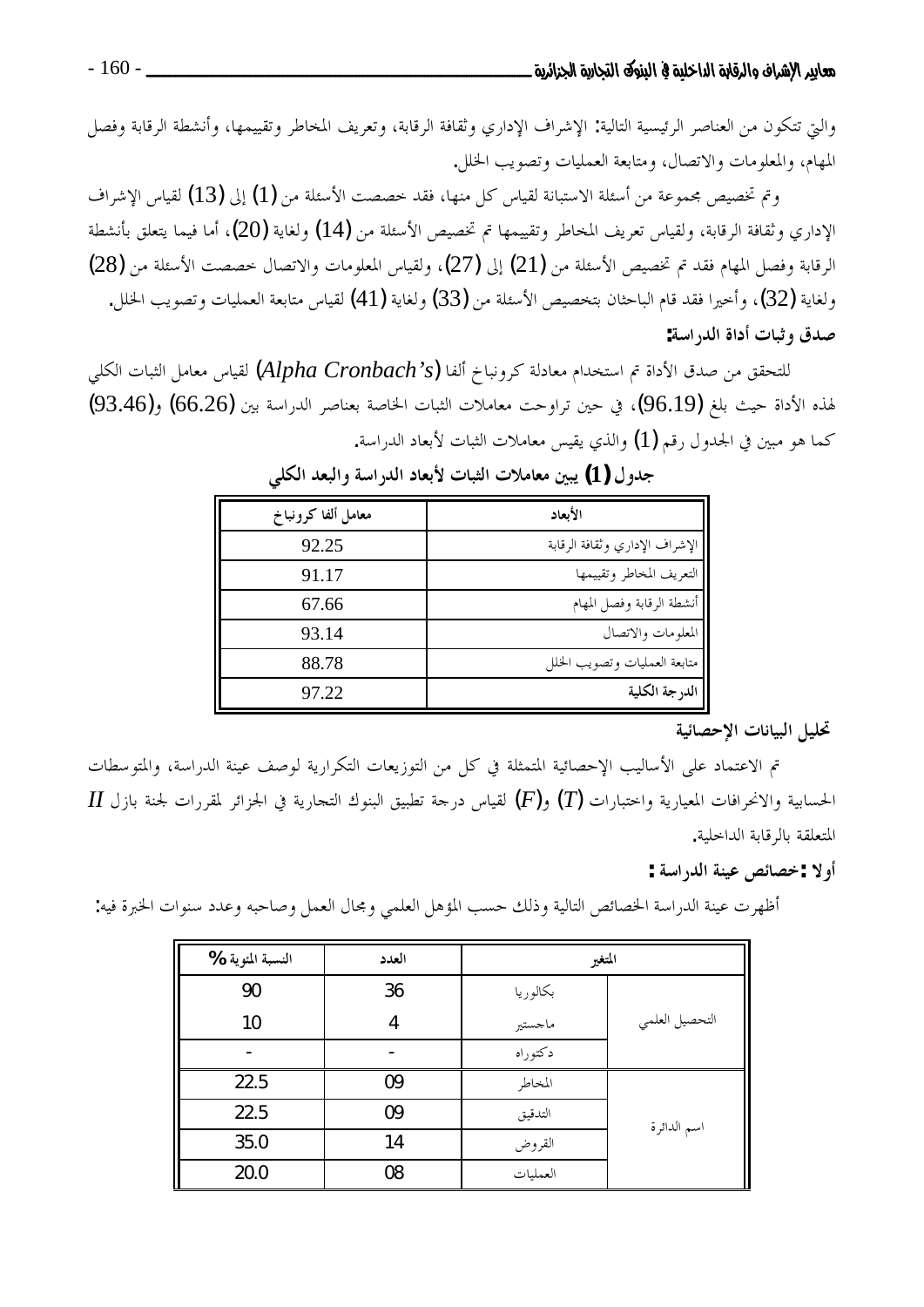والتي تتكون من العناصر الرئيسية التالية: الإشراف الإداري وثقافة الرقابة، وتعريف المخاطر وتقييمها، وأنشطة الرقابة وفصل المهام، والمعلومات والاتصال، ومتابعة العمليات وتصويب الخلل.

وتم تخصيص مجموعة من أسئلة الاستبانة لقياس كل منها، فقد خصصت الأسئلة من (1) إلى (13) لقياس الإشراف الإداري وثقافة الرقابة، ولقياس تعريف المخاطر وتقييمها تم تخصيص الأسئلة من (14) ولغاية (20)، أما فيما يتعلق بأنشطة الرقابة وفصل المهام فقد تم تخصيص الأسئلة من (21) إلى (27)، ولقياس المعلومات والاتصال خصصت الأسئلة من (28) ولغاية (32)، وأخيرا فقد قام الباحثان بتخصيص الأسئلة من (33) ولغاية (41) لقياس متابعة العمليات وتصويب الخلل.

**صدق وثبات أداة الدراسة:**

للتحقق من صدق الأداة تم استخدام معادلة كرونباخ ألفا (*Alpha Cronbach's*) لقياس معامل الثبات الكلي لهذه الأداة حيث بلغ (96.19)، في حين تراوحت معاملات الثبات الخاصة بعناصر الدراسة بين (66.26) و(93.46) كما هو مبين في الجدول رقم (1) والذي يقيس معاملات الثبات لأبعاد الدراسة.

**جدول (1) يبين معاملات الثبات لأبعاد الدراسة والبعد الكلي**

| الأبعاد | معامل ألفا كرونباخ |
|---|---|
| الإشراف الإداري وثقافة الرقابة | 92.25 |
| التعريف المخاطر وتقييمها | 91.17 |
| أنشطة الرقابة وفصل المهام | 67.66 |
| المعلومات والاتصال | 93.14 |
| متابعة العمليات وتصويب الخلل | 88.78 |
| **الدرجة الكلية** | 97.22 |

**تحليل البيانات الإحصائية**

تم الاعتماد على الأساليب الإحصائية المتمثلة في كل من التوزيعات التكرارية لوصف عينة الدراسة، والمتوسطات الحسابية والانحرافات المعيارية واختبارات ($T$) و($F$) لقياس درجة تطبيق البنوك التجارية في الجزائر لمقررات لجنة بازل $II$ المتعلقة بالرقابة الداخلية.

**أولا : خصائص عينة الدراسة :**

أظهرت عينة الدراسة الخصائص التالية وذلك حسب المؤهل العلمي ومجال العمل وصاحبه وعدد سنوات الخبرة فيه:

| المتغير | | العدد | النسبة المئوية % |
|---|---|---|---|
| التحصيل العلمي | بكالوريا | 36 | 90 |
| | ماجستير | 4 | 10 |
| | دكتوراه | - | - |
| اسم الدائرة | المخاطر | 09 | 22.5 |
| | التدقيق | 09 | 22.5 |
| | القروض | 14 | 35.0 |
| | العمليات | 08 | 20.0 |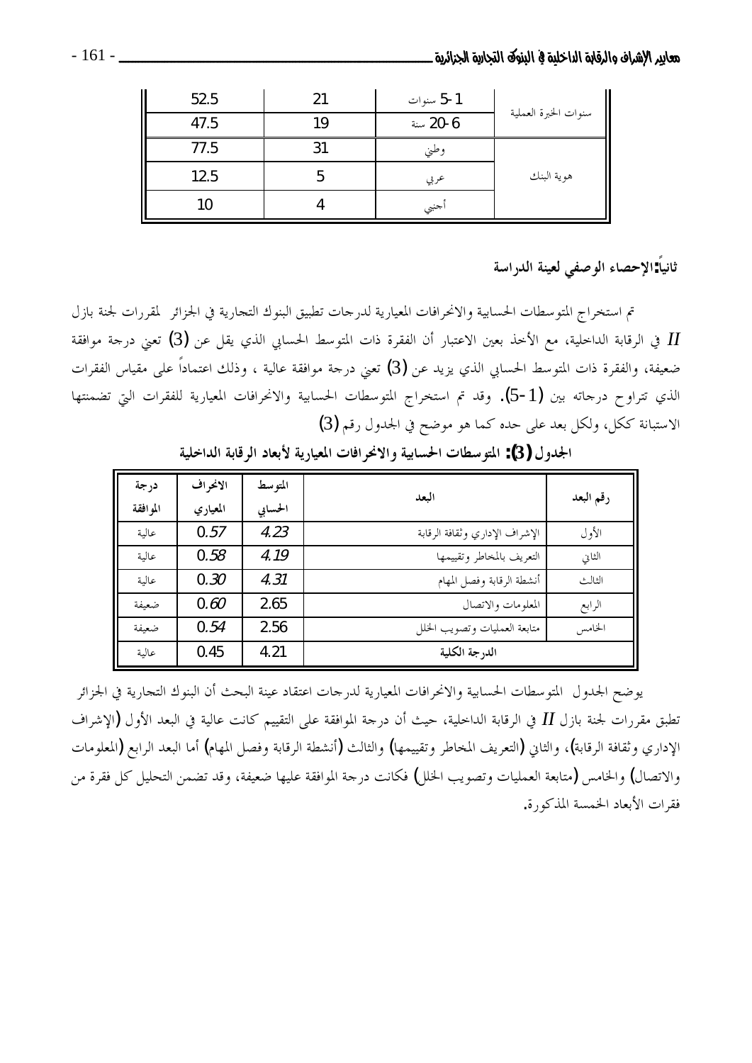| | | | |
|---|---|---|---|
| سنوات الخبرة العملية | 1-5 سنوات | 21 | 52.5 |
| | 6-20 سنة | 19 | 47.5 |
| هوية البنك | وطني | 31 | 77.5 |
| | عربي | 5 | 12.5 |
| | أجنبي | 4 | 10 |

## ثانياً: الإحصاء الوصفي لعينة الدراسة

تم استخراج المتوسطات الحسابية والانحرافات المعيارية لدرجات تطبيق البنوك التجارية في الجزائر لمقررات لجنة بازل $II$ في الرقابة الداخلية، مع الأخذ بعين الاعتبار أن الفقرة ذات المتوسط الحسابي الذي يقل عن (3) تعني درجة موافقة ضعيفة، والفقرة ذات المتوسط الحسابي الذي يزيد عن (3) تعني درجة موافقة عالية ، وذلك اعتماداً على مقياس الفقرات الذي تتراوح درجاته بين (1-5). وقد تم استخراج المتوسطات الحسابية والانحرافات المعيارية للفقرات التي تضمنتها الاستبانة ككل، ولكل بعد على حده كما هو موضح في الجدول رقم (3)

**الجدول (3): المتوسطات الحسابية والانحرافات المعيارية لأبعاد الرقابة الداخلية**

| رقم البعد | البعد | المتوسط الحسابي | الانحراف المعياري | درجة الموافقة |
|---|---|---|---|---|
| الأول | الإشراف الإداري وثقافة الرقابة | 4.23 | 0.57 | عالية |
| الثاني | التعريف بالمخاطر وتقييمها | 4.19 | 0.58 | عالية |
| الثالث | أنشطة الرقابة وفصل المهام | 4.31 | 0.30 | عالية |
| الرابع | المعلومات والاتصال | 2.65 | 0.60 | ضعيفة |
| الخامس | متابعة العمليات وتصويب الخلل | 2.56 | 0.54 | ضعيفة |
| الدرجة الكلية | | 4.21 | 0.45 | عالية |

يوضح الجدول المتوسطات الحسابية والانحرافات المعيارية لدرجات اعتقاد عينة البحث أن البنوك التجارية في الجزائر تطبق مقررات لجنة بازل $II$ في الرقابة الداخلية، حيث أن درجة الموافقة على التقييم كانت عالية في البعد الأول (الإشراف الإداري وثقافة الرقابة)، والثاني (التعريف المخاطر وتقييمها) والثالث (أنشطة الرقابة وفصل المهام) أما البعد الرابع (المعلومات والاتصال) والخامس (متابعة العمليات وتصويب الخلل) فكانت درجة الموافقة عليها ضعيفة، وقد تضمن التحليل كل فقرة من فقرات الأبعاد الخمسة المذكورة.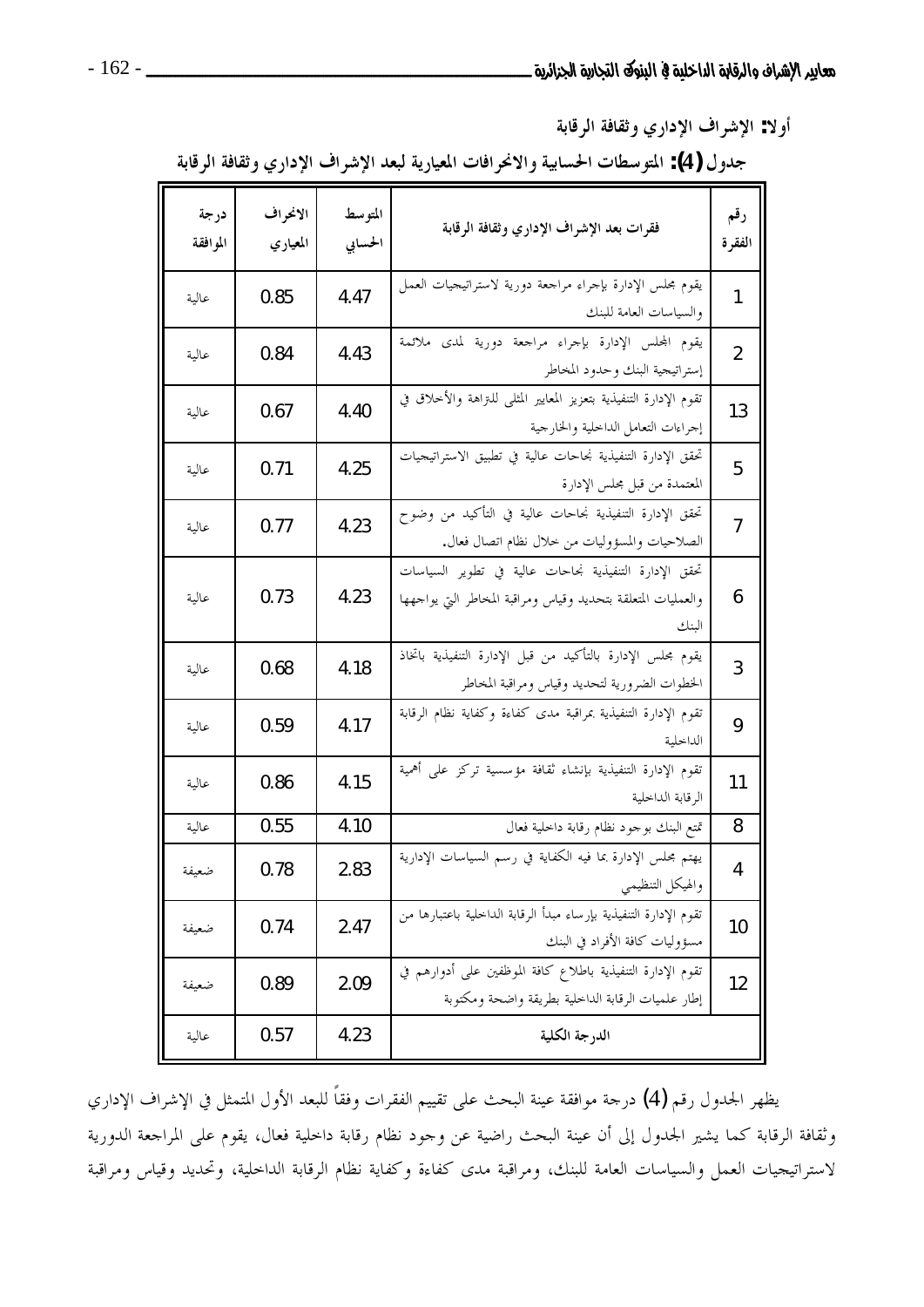أولا: الإشراف الإداري وثقافة الرقابة

جدول (4): المتوسطات الحسابية والانحرافات المعيارية لبعد الإشراف الإداري وثقافة الرقابة

| رقم الفقرة | فقرات بعد الإشراف الإداري وثقافة الرقابة | المتوسط الحسابي | الانحراف المعياري | درجة الموافقة |
|---|---|---|---|---|
| 1 | يقوم مجلس الإدارة بإجراء مراجعة دورية لاستراتيجيات العمل والسياسات العامة للبنك | 4.47 | 0.85 | عالية |
| 2 | يقوم المجلس الإدارة بإجراء مراجعة دورية لمدى ملائمة إستراتيجية البنك وحدود المخاطر | 4.43 | 0.84 | عالية |
| 13 | تقوم الإدارة التنفيذية بتعزيز المعايير المثلى للنزاهة والأخلاق في إجراءات التعامل الداخلية والخارجية | 4.40 | 0.67 | عالية |
| 5 | تحقق الإدارة التنفيذية نجاحات عالية في تطبيق الاستراتيجيات المعتمدة من قبل مجلس الإدارة | 4.25 | 0.71 | عالية |
| 7 | تحقق الإدارة التنفيذية نجاحات عالية في التأكيد من وضوح الصلاحيات والمسؤوليات من خلال نظام اتصال فعال. | 4.23 | 0.77 | عالية |
| 6 | تحقق الإدارة التنفيذية نجاحات عالية في تطوير السياسات والعمليات المتعلقة بتحديد وقياس ومراقبة المخاطر التي يواجهها البنك | 4.23 | 0.73 | عالية |
| 3 | يقوم مجلس الإدارة بالتأكيد من قبل الإدارة التنفيذية باتخاذ الخطوات الضرورية لتحديد وقياس ومراقبة المخاطر | 4.18 | 0.68 | عالية |
| 9 | تقوم الإدارة التنفيذية بمراقبة مدى كفاءة وكفاية نظام الرقابة الداخلية | 4.17 | 0.59 | عالية |
| 11 | تقوم الإدارة التنفيذية بإنشاء ثقافة مؤسسية تركز على أهمية الرقابة الداخلية | 4.15 | 0.86 | عالية |
| 8 | تمتع البنك بوجود نظام رقابة داخلية فعال | 4.10 | 0.55 | عالية |
| 4 | يهتم مجلس الإدارة بما فيه الكفاية في رسم السياسات الإدارية والهيكل التنظيمي | 2.83 | 0.78 | ضعيفة |
| 10 | تقوم الإدارة التنفيذية بإرساء مبدأ الرقابة الداخلية باعتبارها من مسؤوليات كافة الأفراد في البنك | 2.47 | 0.74 | ضعيفة |
| 12 | تقوم الإدارة التنفيذية باطلاع كافة الموظفين على أدوارهم في إطار عمليات الرقابة الداخلية بطريقة واضحة ومكتوبة | 2.09 | 0.89 | ضعيفة |
| | **الدرجة الكلية** | 4.23 | 0.57 | عالية |

يظهر الجدول رقم (4) درجة موافقة عينة البحث على تقييم الفقرات وفقاً للبعد الأول المتمثل في الإشراف الإداري وثقافة الرقابة كما يشير الجدول إلى أن عينة البحث راضية عن وجود نظام رقابة داخلية فعال، يقوم على المراجعة الدورية لاستراتيجيات العمل والسياسات العامة للبنك، ومراقبة مدى كفاءة وكفاية نظام الرقابة الداخلية، وتحديد وقياس ومراقبة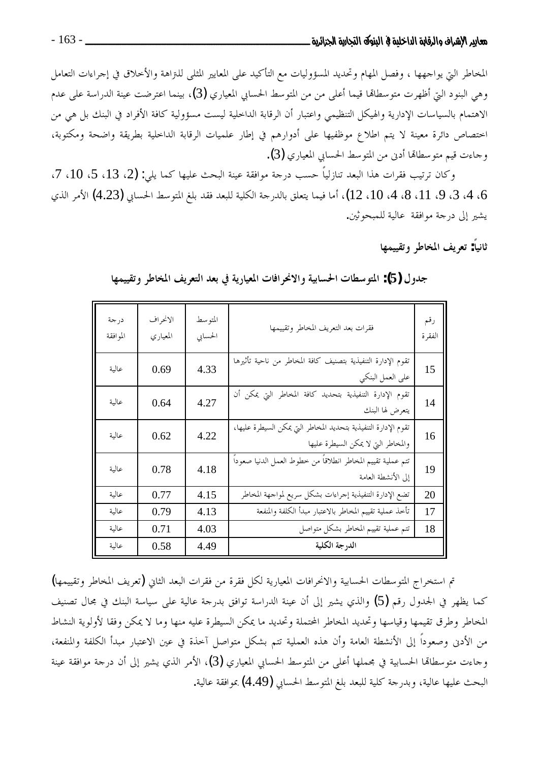المخاطر التي يواجهها ، وفصل المهام وتحديد المسؤوليات مع التأكيد على المعايير المثلى للنزاهة والأخلاق في إجراءات التعامل وهي البنود التي أظهرت متوسطاتها قيما أعلى من من المتوسط الحسابي المعياري (3)، بينما اعترضت عينة الدراسة على عدم الاهتمام بالسياسات الإدارية والهيكل التنظيمي واعتبار أن الرقابة الداخلية ليست مسؤولية كافة الأفراد في البنك بل هي من اختصاص دائرة معينة لا يتم اطلاع موظفيها على أدوارهم في إطار علميات الرقابة الداخلية بطريقة واضحة ومكتوبة، وجاءت قيم متوسطاتها أدنى من المتوسط الحسابي المعياري (3).

وكان ترتيب فقرات هذا البعد تنازلياً حسب درجة موافقة عينة البحث عليها كما يلي: (2، 13، 5، 10، 7، 6، 4، 3، 9، 11، 8، 4، 10، 12)، أما فيما يتعلق بالدرجة الكلية للبعد فقد بلغ المتوسط الحسابي (4.23) الأمر الذي يشير إلى درجة موافقة عالية للمبحوثين.

## ثانياً: تعريف المخاطر وتقييمها

**جدول (5): المتوسطات الحسابية والانحرافات المعيارية في بعد التعريف المخاطر وتقييمها**

| رقم الفقرة | فقرات بعد التعريف المخاطر وتقييمها | المتوسط الحسابي | الانحراف المعياري | درجة الموافقة |
|---|---|---|---|---|
| 15 | تقوم الإدارة التنفيذية بتصنيف كافة المخاطر من ناحية تأثيرها على العمل البنكي | 4.33 | 0.69 | عالية |
| 14 | تقوم الإدارة التنفيذية بتحديد كافة المخاطر التي يمكن أن يتعرض لها البنك | 4.27 | 0.64 | عالية |
| 16 | تقوم الإدارة التنفيذية بتحديد المخاطر التي يمكن السيطرة عليها، والمخاطر التي لا يمكن السيطرة عليها | 4.22 | 0.62 | عالية |
| 19 | تتم عملية تقييم المخاطر انطلاقاً من خطوط العمل الدنيا صعوداً إلى الأنشطة العامة | 4.18 | 0.78 | عالية |
| 20 | تضع الإدارة التنفيذية إجراءات بشكل سريع لمواجهة المخاطر | 4.15 | 0.77 | عالية |
| 17 | تأخذ عملية تقييم المخاطر بالاعتبار مبدأ الكلفة والمنفعة | 4.13 | 0.79 | عالية |
| 18 | تتم عملية تقييم المخاطر بشكل متواصل | 4.03 | 0.71 | عالية |
| | **الدرجة الكلية** | 4.49 | 0.58 | عالية |

تم استخراج المتوسطات الحسابية والانحرافات المعيارية لكل فقرة من فقرات البعد الثاني (تعريف المخاطر وتقييمها) كما يظهر في الجدول رقم (5) والذي يشير إلى أن عينة الدراسة توافق بدرجة عالية على سياسة البنك في مجال تصنيف المخاطر وطرق تقيمها وقياسها وتحديد المخاطر المحتملة وتحديد ما يمكن السيطرة عليه منها وما لا يمكن وفقا لأولوية النشاط من الأدنى وصعوداً إلى الأنشطة العامة وأن هذه العملية تتم بشكل متواصل آخذة في عين الاعتبار مبدأ الكلفة والمنفعة، وجاءت متوسطاتها الحسابية في مجملها أعلى من المتوسط الحسابي المعياري (3)، الأمر الذي يشير إلى أن درجة موافقة عينة البحث عليها عالية، وبدرجة كلية للبعد بلغ المتوسط الحسابي (4.49) بموافقة عالية.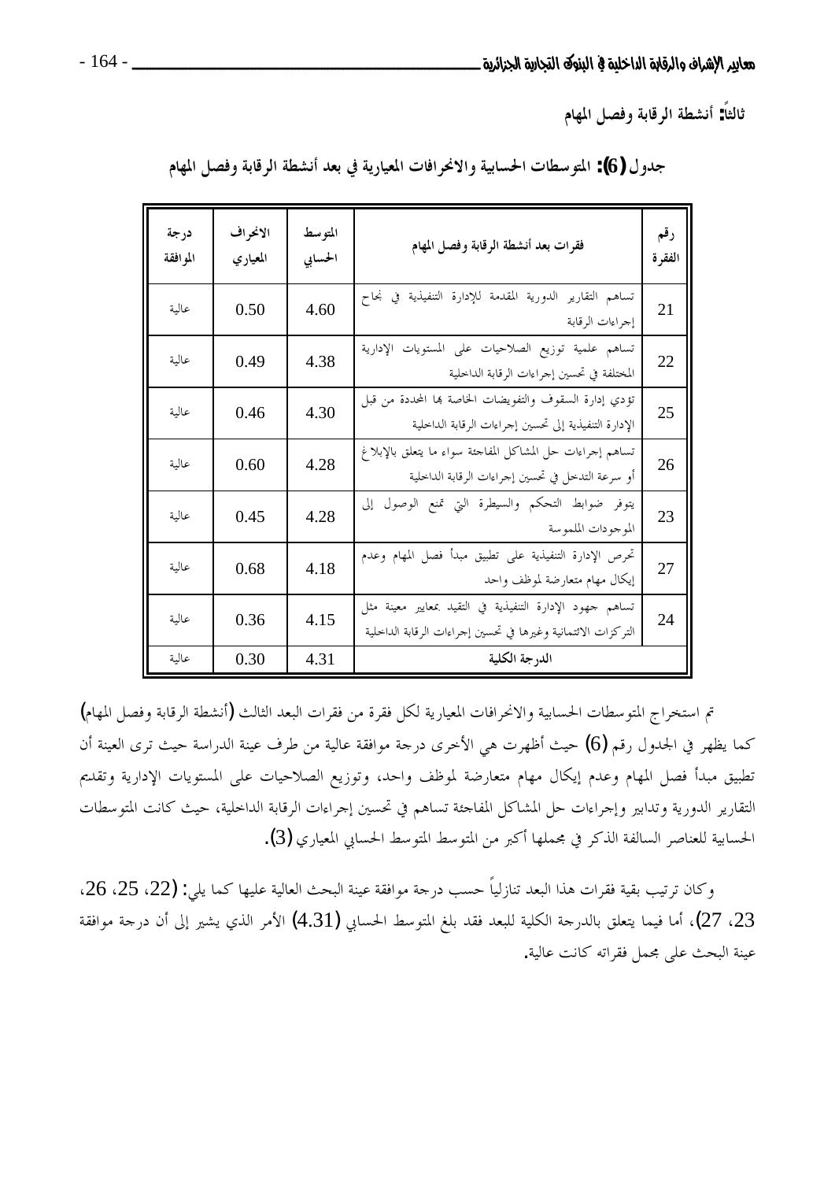**ثالثاً: أنشطة الرقابة وفصل المهام**

**جدول (6): المتوسطات الحسابية والانحرافات المعيارية في بعد أنشطة الرقابة وفصل المهام**

| رقم الفقرة | فقرات بعد أنشطة الرقابة وفصل المهام | المتوسط الحسابي | الانحراف المعياري | درجة الموافقة |
|---|---|---|---|---|
| 21 | تساهم التقارير الدورية المقدمة للإدارة التنفيذية في نجاح إجراءات الرقابة | 4.60 | 0.50 | عالية |
| 22 | تساهم علمية توزيع الصلاحيات على المستويات الإدارية المختلفة في تحسين إجراءات الرقابة الداخلية | 4.38 | 0.49 | عالية |
| 25 | تؤدي إدارة السقوف والتفويضات الخاصة بها المحددة من قبل الإدارة التنفيذية إلى تحسين إجراءات الرقابة الداخلية | 4.30 | 0.46 | عالية |
| 26 | تساهم إجراءات حل المشاكل المفاجئة سواء ما يتعلق بالإبلاغ أو سرعة التدخل في تحسين إجراءات الرقابة الداخلية | 4.28 | 0.60 | عالية |
| 23 | يتوفر ضوابط التحكم والسيطرة التي تمنع الوصول إلى الموجودات الملموسة | 4.28 | 0.45 | عالية |
| 27 | تحرص الإدارة التنفيذية على تطبيق مبدأ فصل المهام وعدم إيكال مهام متعارضة لموظف واحد | 4.18 | 0.68 | عالية |
| 24 | تساهم جهود الإدارة التنفيذية في التقيد بمعايير معينة مثل التركزات الائتمانية وغيرها في تحسين إجراءات الرقابة الداخلية | 4.15 | 0.36 | عالية |
| | **الدرجة الكلية** | 4.31 | 0.30 | عالية |

تم استخراج المتوسطات الحسابية والانحرافات المعيارية لكل فقرة من فقرات البعد الثالث (أنشطة الرقابة وفصل المهام) كما يظهر في الجدول رقم (6) حيث أظهرت هي الأخرى درجة موافقة عالية من طرف عينة الدراسة حيث ترى العينة أن تطبيق مبدأ فصل المهام وعدم إيكال مهام متعارضة لموظف واحد، وتوزيع الصلاحيات على المستويات الإدارية وتقديم التقارير الدورية وتدابير وإجراءات حل المشاكل المفاجئة تساهم في تحسين إجراءات الرقابة الداخلية، حيث كانت المتوسطات الحسابية للعناصر السالفة الذكر في مجملها أكبر من المتوسط المتوسط الحسابي المعياري (3).

وكان ترتيب بقية فقرات هذا البعد تنازلياً حسب درجة موافقة عينة البحث العالية عليها كما يلي: (22، 25، 26، 23، 27)، أما فيما يتعلق بالدرجة الكلية للبعد فقد بلغ المتوسط الحسابي (4.31) الأمر الذي يشير إلى أن درجة موافقة عينة البحث على مجمل فقراته كانت عالية.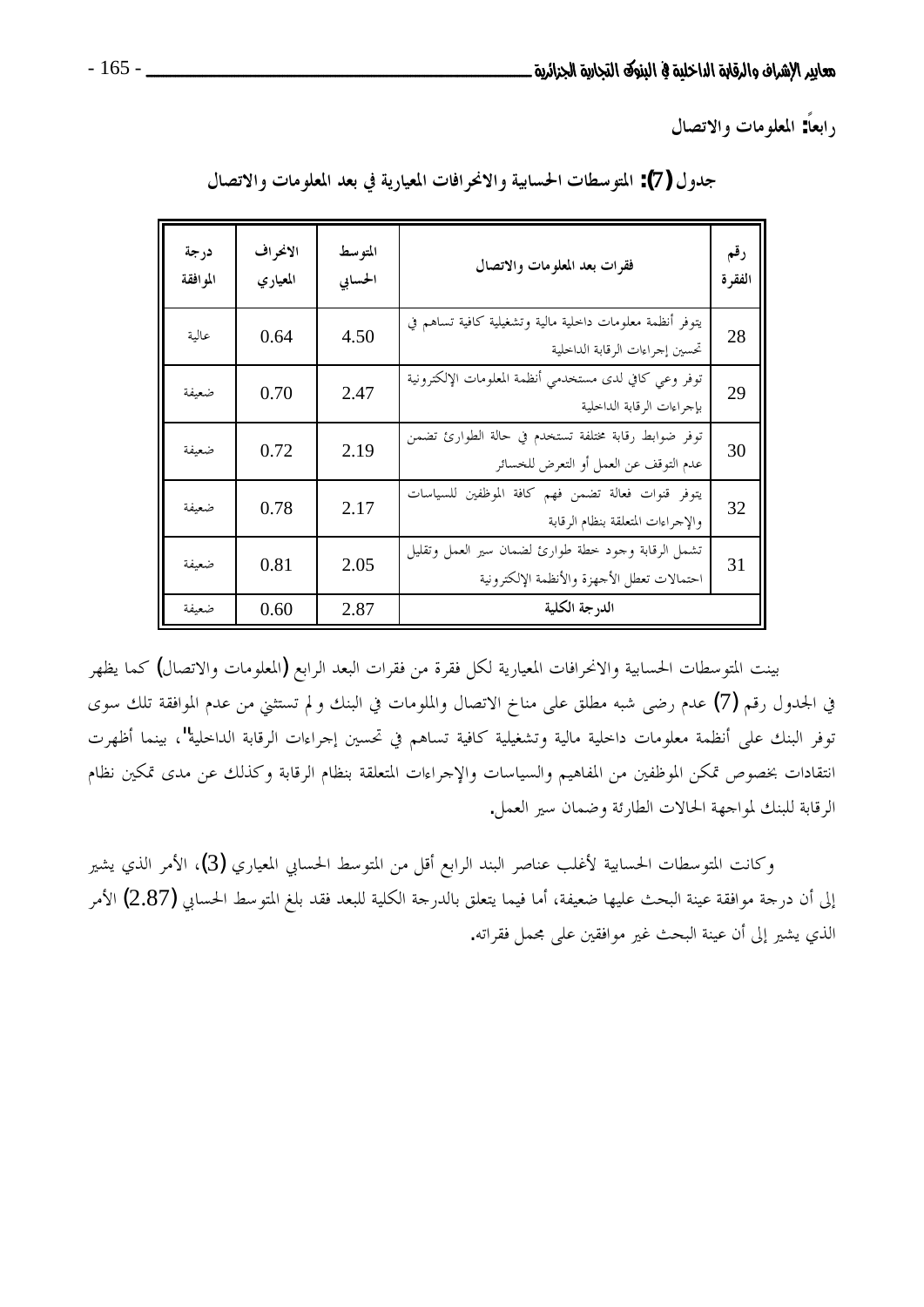رابعاً: المعلومات والاتصال

جدول (7): المتوسطات الحسابية والانحرافات المعيارية في بعد المعلومات والاتصال

| رقم الفقرة | فقرات بعد المعلومات والاتصال | المتوسط الحسابي | الانحراف المعياري | درجة الموافقة |
|---|---|---|---|---|
| 28 | يتوفر أنظمة معلومات داخلية مالية وتشغيلية كافية تساهم في تحسين إجراءات الرقابة الداخلية | 4.50 | 0.64 | عالية |
| 29 | توفر وعي كافي لدى مستخدمي أنظمة المعلومات الإلكترونية بإجراءات الرقابة الداخلية | 2.47 | 0.70 | ضعيفة |
| 30 | توفر ضوابط رقابة مختلفة تستخدم في حالة الطوارئ تضمن عدم التوقف عن العمل أو التعرض للخسائر | 2.19 | 0.72 | ضعيفة |
| 32 | يتوفر قنوات فعالة تضمن فهم كافة الموظفين للسياسات والإجراءات المتعلقة بنظام الرقابة | 2.17 | 0.78 | ضعيفة |
| 31 | تشمل الرقابة وجود خطة طوارئ لضمان سير العمل وتقليل احتمالات تعطل الأجهزة والأنظمة الإلكترونية | 2.05 | 0.81 | ضعيفة |
| الدرجة الكلية | | 2.87 | 0.60 | ضعيفة |

بينت المتوسطات الحسابية والانحرافات المعيارية لكل فقرة من فقرات البعد الرابع (المعلومات والاتصال) كما يظهر في الجدول رقم (7) عدم رضى شبه مطلق على مناخ الاتصال والملومات في البنك ولم تستثني من عدم الموافقة تلك سوى توفر البنك على أنظمة معلومات داخلية مالية وتشغيلية كافية تساهم في تحسين إجراءات الرقابة الداخلية"، بينما أظهرت انتقادات بخصوص تمكن الموظفين من المفاهيم والسياسات والإجراءات المتعلقة بنظام الرقابة وكذلك عن مدى تمكين نظام الرقابة للبنك لمواجهة الحالات الطارئة وضمان سير العمل.

وكانت المتوسطات الحسابية لأغلب عناصر البند الرابع أقل من المتوسط الحسابي المعياري (3)، الأمر الذي يشير إلى أن درجة موافقة عينة البحث عليها ضعيفة، أما فيما يتعلق بالدرجة الكلية للبعد فقد بلغ المتوسط الحسابي (2.87) الأمر الذي يشير إلى أن عينة البحث غير موافقين على مجمل فقراته.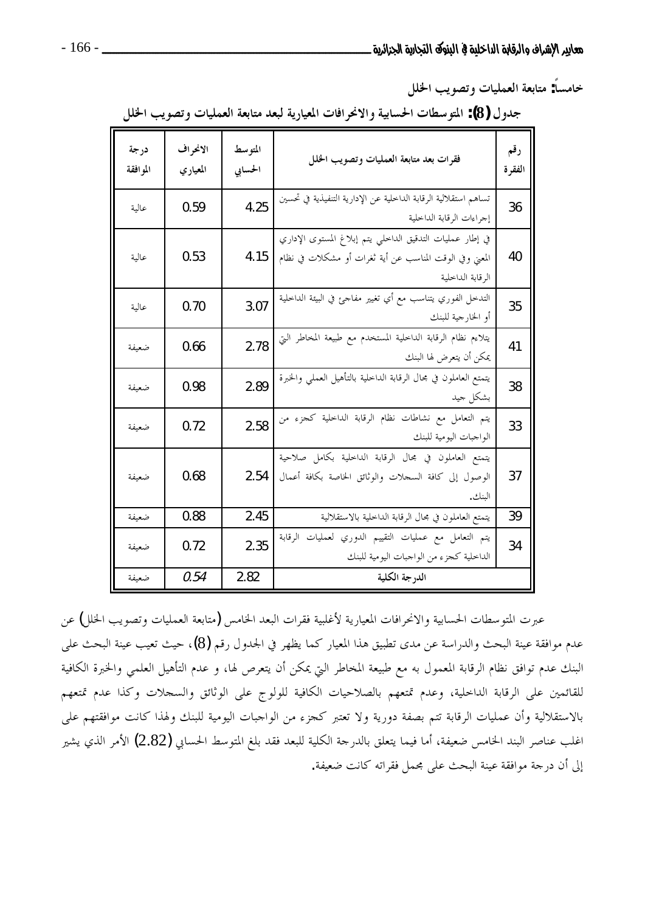**خامساً: متابعة العمليات وتصويب الخلل**

**جدول (8): المتوسطات الحسابية والانحرافات المعيارية لبعد متابعة العمليات وتصويب الخلل**

| رقم الفقرة | فقرات بعد متابعة العمليات وتصويب الخلل | المتوسط الحسابي | الانحراف المعياري | درجة الموافقة |
|---|---|---|---|---|
| 36 | تساهم استقلالية الرقابة الداخلية عن الإدارية التنفيذية في تحسين إجراءات الرقابة الداخلية | 4.25 | 0.59 | عالية |
| 40 | في إطار عمليات التدقيق الداخلي يتم إبلاغ المستوى الإداري المعني وفي الوقت المناسب عن أية ثغرات أو مشكلات في نظام الرقابة الداخلية | 4.15 | 0.53 | عالية |
| 35 | التدخل الفوري يتناسب مع أي تغيير مفاجئ في البيئة الداخلية أو الخارجية للبنك | 3.07 | 0.70 | عالية |
| 41 | يتلاءم نظام الرقابة الداخلية المستخدم مع طبيعة المخاطر التي يمكن أن يتعرض لها البنك | 2.78 | 0.66 | ضعيفة |
| 38 | يتمتع العاملون في مجال الرقابة الداخلية بالتأهيل العملي والخبرة بشكل جيد | 2.89 | 0.98 | ضعيفة |
| 33 | يتم التعامل مع نشاطات نظام الرقابة الداخلية كجزء من الواجبات اليومية للبنك | 2.58 | 0.72 | ضعيفة |
| 37 | يتمتع العاملون في مجال الرقابة الداخلية بكامل صلاحية الوصول إلى كافة السجلات والوثائق الخاصة بكافة أعمال البنك. | 2.54 | 0.68 | ضعيفة |
| 39 | يتمتع العاملون في مجال الرقابة الداخلية بالاستقلالية | 2.45 | 0.88 | ضعيفة |
| 34 | يتم التعامل مع عمليات التقييم الدوري لعمليات الرقابة الداخلية كجزء من الواجبات اليومية للبنك | 2.35 | 0.72 | ضعيفة |
| | **الدرجة الكلية** | 2.82 | *0.54* | ضعيفة |

عبرت المتوسطات الحسابية والانحرافات المعيارية لأغلبية فقرات البعد الخامس (متابعة العمليات وتصويب الخلل) عن عدم موافقة عينة البحث والدراسة عن مدى تطبيق هذا المعيار كما يظهر في الجدول رقم (8)، حيث تعيب عينة البحث على البنك عدم توافق نظام الرقابة المعمول به مع طبيعة المخاطر التي يمكن أن يتعرض لها، و عدم التأهيل العلمي والخبرة الكافية للقائمين على الرقابة الداخلية، وعدم تمتعهم بالصلاحيات الكافية للولوج على الوثائق والسجلات وكذا عدم تمتعهم بالاستقلالية وأن عمليات الرقابة تتم بصفة دورية ولا تعتبر كجزء من الواجبات اليومية للبنك ولهذا كانت موافقتهم على اغلب عناصر البند الخامس ضعيفة، أما فيما يتعلق بالدرجة الكلية للبعد فقد بلغ المتوسط الحسابي (2.82) الأمر الذي يشير إلى أن درجة موافقة عينة البحث على مجمل فقراته كانت ضعيفة.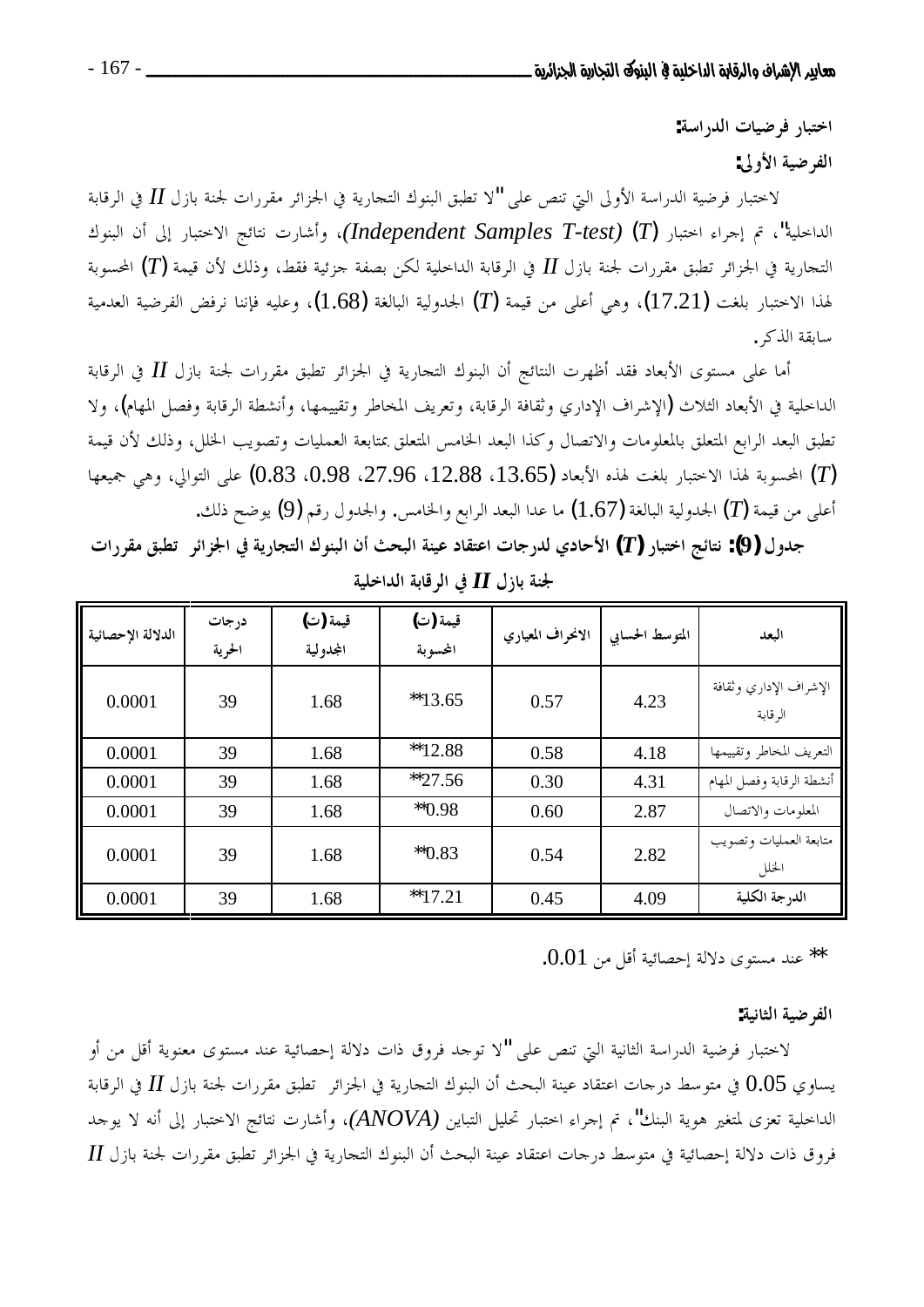**اختبار فرضيات الدراسة:**

**الفرضية الأولى:**

لاختبار فرضية الدراسة الأولى التي تنص على "لا تطبق البنوك التجارية في الجزائر مقررات لجنة بازل $II$ في الرقابة الداخلية"، تم إجراء اختبار ($T$) *(Independent Samples T-test)*، وأشارت نتائج الاختبار إلى أن البنوك التجارية في الجزائر تطبق مقررات لجنة بازل $II$ في الرقابة الداخلية لكن بصفة جزئية فقط، وذلك لأن قيمة ($T$) المحسوبة لهذا الاختبار بلغت (17.21)، وهي أعلى من قيمة ($T$) الجدولية البالغة (1.68)، وعليه فإننا نرفض الفرضية العدمية سابقة الذكر.

أما على مستوى الأبعاد فقد أظهرت النتائج أن البنوك التجارية في الجزائر تطبق مقررات لجنة بازل $II$ في الرقابة الداخلية في الأبعاد الثلاث (الإشراف الإداري وثقافة الرقابة، وتعريف المخاطر وتقييمها، وأنشطة الرقابة وفصل المهام)، ولا تطبق البعد الرابع المتعلق بالمعلومات والاتصال وكذا البعد الخامس المتعلق بمتابعة العمليات وتصويب الخلل، وذلك لأن قيمة ($T$) المحسوبة لهذا الاختبار بلغت لهذه الأبعاد (13.65، 12.88، 27.96، 0.98، 0.83) على التوالي، وهي جميعها أعلى من قيمة ($T$) الجدولية البالغة (1.67) ما عدا البعد الرابع والخامس. والجدول رقم (9) يوضح ذلك.

**جدول (9): نتائج اختبار ($T$) الأحادي لدرجات اعتقاد عينة البحث أن البنوك التجارية في الجزائر تطبق مقررات لجنة بازل $II$ في الرقابة الداخلية**

| البعد | المتوسط الحسابي | الانحراف المعياري | قيمة (ت) المحسوبة | قيمة (ت) الجدولية | درجات الحرية | الدلالة الإحصائية |
|---|---|---|---|---|---|---|
| الإشراف الإداري وثقافة الرقابة | 4.23 | 0.57 | **13.65 | 1.68 | 39 | 0.0001 |
| التعريف المخاطر وتقييمها | 4.18 | 0.58 | **12.88 | 1.68 | 39 | 0.0001 |
| أنشطة الرقابة وفصل المهام | 4.31 | 0.30 | **27.56 | 1.68 | 39 | 0.0001 |
| المعلومات والاتصال | 2.87 | 0.60 | **0.98 | 1.68 | 39 | 0.0001 |
| متابعة العمليات وتصويب الخلل | 2.82 | 0.54 | **0.83 | 1.68 | 39 | 0.0001 |
| **الدرجة الكلية** | 4.09 | 0.45 | **17.21 | 1.68 | 39 | 0.0001 |

** عند مستوى دلالة إحصائية أقل من 0.01.

**الفرضية الثانية:**

لاختبار فرضية الدراسة الثانية التي تنص على "لا توجد فروق ذات دلالة إحصائية عند مستوى معنوية أقل من أو يساوي 0.05 في متوسط درجات اعتقاد عينة البحث أن البنوك التجارية في الجزائر تطبق مقررات لجنة بازل $II$ في الرقابة الداخلية تعزى لمتغير هوية البنك"، تم إجراء اختبار تحليل التباين *(ANOVA)*، وأشارت نتائج الاختبار إلى أنه لا يوجد فروق ذات دلالة إحصائية في متوسط درجات اعتقاد عينة البحث أن البنوك التجارية في الجزائر تطبق مقررات لجنة بازل $II$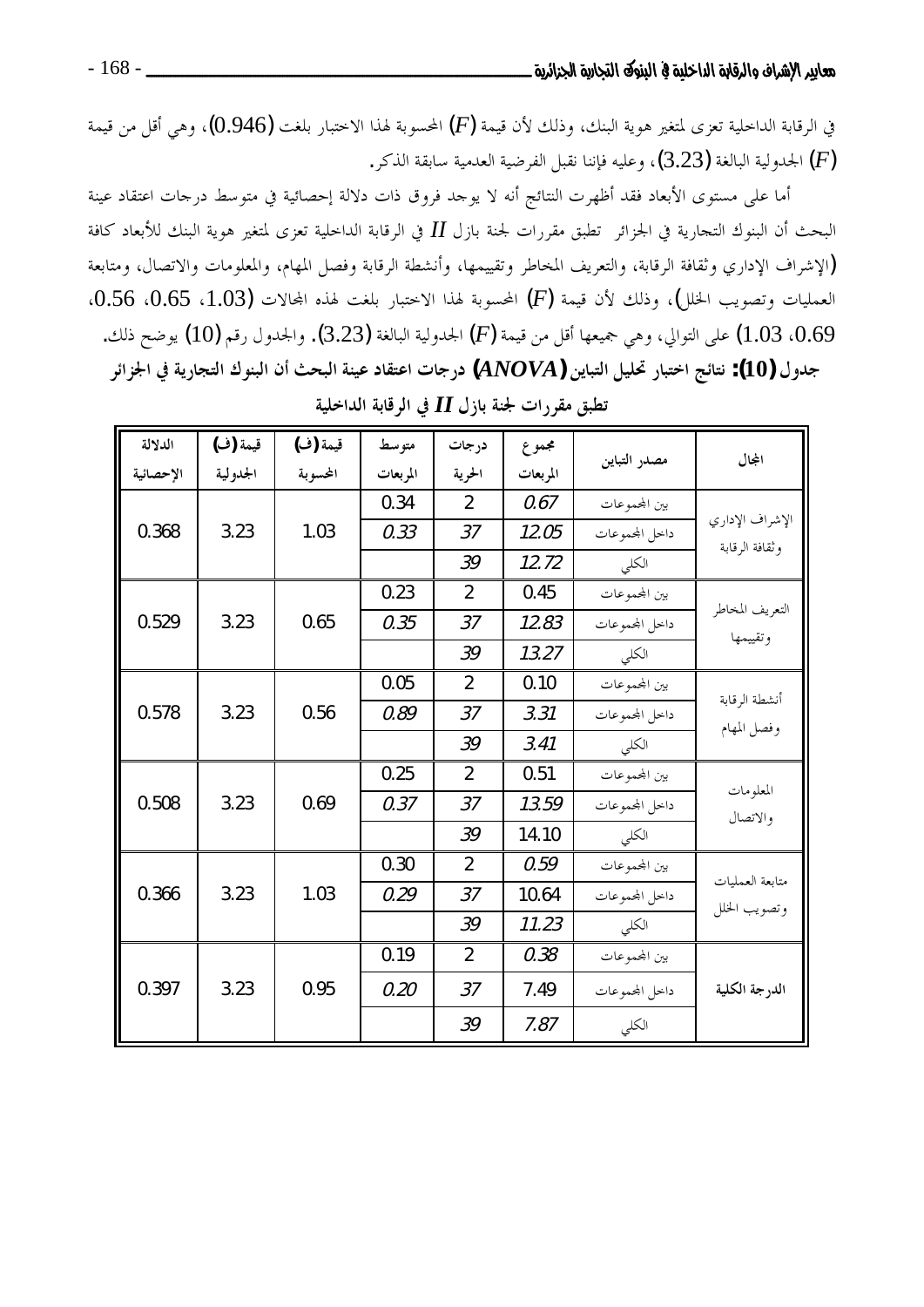في الرقابة الداخلية تعزى لمتغير هوية البنك، وذلك لأن قيمة ($F$) المحسوبة لهذا الاختبار بلغت (0.946)، وهي أقل من قيمة ($F$) الجدولية البالغة (3.23)، وعليه فإننا نقبل الفرضية العدمية سابقة الذكر.

أما على مستوى الأبعاد فقد أظهرت النتائج أنه لا يوجد فروق ذات دلالة إحصائية في متوسط درجات اعتقاد عينة البحث أن البنوك التجارية في الجزائر تطبق مقررات لجنة بازل $II$ في الرقابة الداخلية تعزى لمتغير هوية البنك للأبعاد كافة (الإشراف الإداري وثقافة الرقابة، والتعريف المخاطر وتقييمها، وأنشطة الرقابة وفصل المهام، والمعلومات والاتصال، ومتابعة العمليات وتصويب الخلل)، وذلك لأن قيمة ($F$) المحسوبة لهذا الاختبار بلغت لهذه المجالات (1.03، 0.65، 0.56، 0.69، 1.03) على التوالي، وهي جميعها أقل من قيمة ($F$) الجدولية البالغة (3.23). والجدول رقم (10) يوضح ذلك.

**جدول (10): نتائج اختبار تحليل التباين ($ANOVA$) درجات اعتقاد عينة البحث أن البنوك التجارية في الجزائر تطبق مقررات لجنة بازل $II$ في الرقابة الداخلية**

| المجال | مصدر التباين | مجموع المربعات | درجات الحرية | متوسط المربعات | قيمة (ف) المحسوبة | قيمة (ف) الجدولية | الدلالة الإحصائية |
|---|---|---|---|---|---|---|---|
| الإشراف الإداري وثقافة الرقابة | بين المجموعات | 0.67 | 2 | 0.34 | 1.03 | 3.23 | 0.368 |
| | داخل المجموعات | 12.05 | 37 | 0.33 | | | |
| | الكلي | 12.72 | 39 | | | | |
| التعريف المخاطر وتقييمها | بين المجموعات | 0.45 | 2 | 0.23 | 0.65 | 3.23 | 0.529 |
| | داخل المجموعات | 12.83 | 37 | 0.35 | | | |
| | الكلي | 13.27 | 39 | | | | |
| أنشطة الرقابة وفصل المهام | بين المجموعات | 0.10 | 2 | 0.05 | 0.56 | 3.23 | 0.578 |
| | داخل المجموعات | 3.31 | 37 | 0.89 | | | |
| | الكلي | 3.41 | 39 | | | | |
| المعلومات والاتصال | بين المجموعات | 0.51 | 2 | 0.25 | 0.69 | 3.23 | 0.508 |
| | داخل المجموعات | 13.59 | 37 | 0.37 | | | |
| | الكلي | 14.10 | 39 | | | | |
| متابعة العمليات وتصويب الخلل | بين المجموعات | 0.59 | 2 | 0.30 | 1.03 | 3.23 | 0.366 |
| | داخل المجموعات | 10.64 | 37 | 0.29 | | | |
| | الكلي | 11.23 | 39 | | | | |
| **الدرجة الكلية** | بين المجموعات | 0.38 | 2 | 0.19 | 0.95 | 3.23 | 0.397 |
| | داخل المجموعات | 7.49 | 37 | 0.20 | | | |
| | الكلي | 7.87 | 39 | | | | |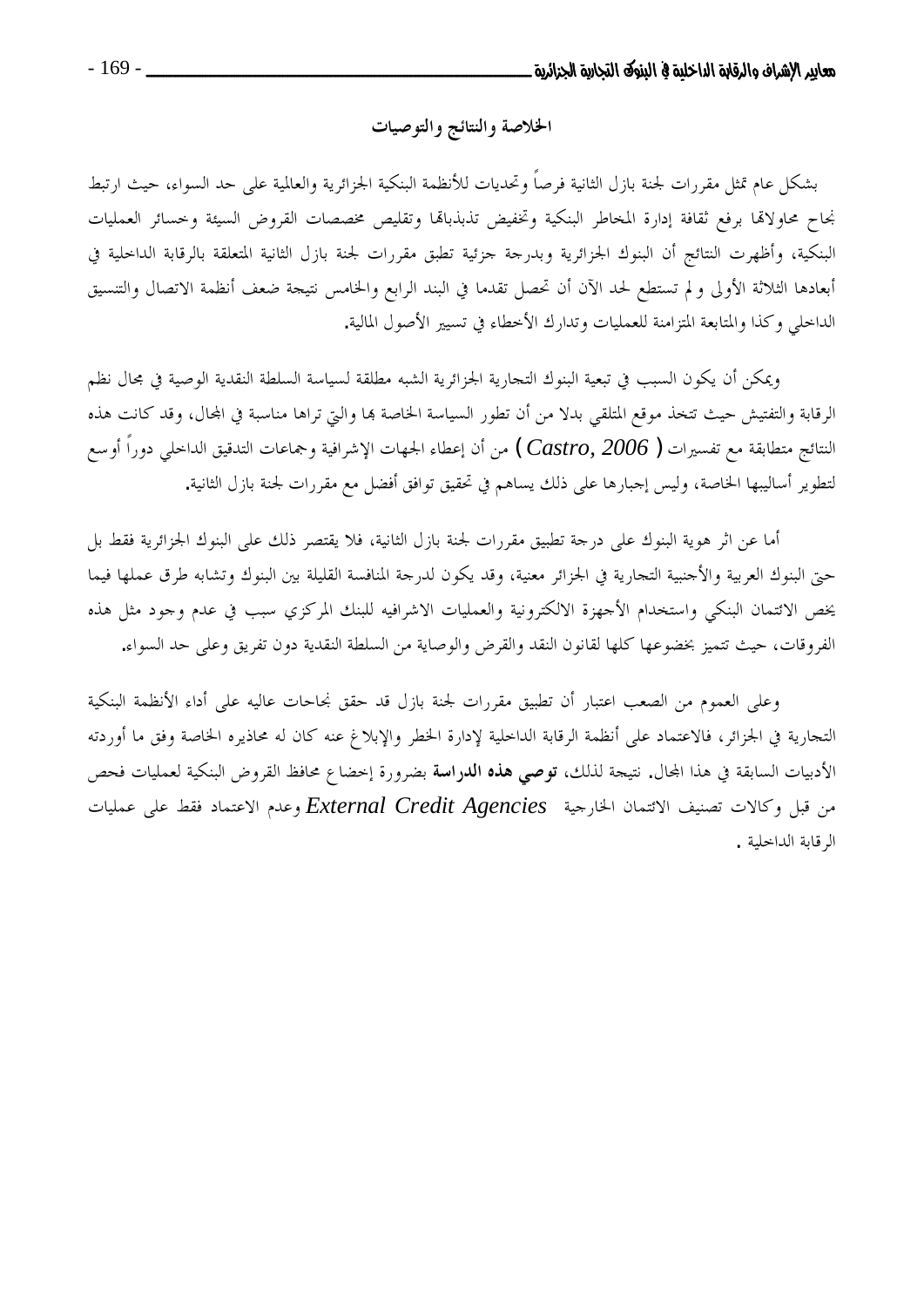## الخلاصة والنتائج والتوصيات

بشكل عام تمثل مقررات لجنة بازل الثانية فرصاً وتحديات للأنظمة البنكية الجزائرية والعالمية على حد السواء، حيث ارتبط نجاح محاولاتها برفع ثقافة إدارة المخاطر البنكية وتخفيض تذبذباتها وتقليص مخصصات القروض السيئة وخسائر العمليات البنكية، وأظهرت النتائج أن البنوك الجزائرية وبدرجة جزئية تطبق مقررات لجنة بازل الثانية المتعلقة بالرقابة الداخلية في أبعادها الثلاثة الأولى و لم تستطع لحد الآن أن تحصل تقدما في البند الرابع والخامس نتيجة ضعف أنظمة الاتصال والتنسيق الداخلي وكذا والمتابعة المتزامنة للعمليات وتدارك الأخطاء في تسيير الأصول المالية.

ويمكن أن يكون السبب في تبعية البنوك التجارية الجزائرية الشبه مطلقة لسياسة السلطة النقدية الوصية في مجال نظم الرقابة والتفتيش حيث تتخذ موقع المتلقي بدلا من أن تطور السياسة الخاصة بها والتي تراها مناسبة في المجال، وقد كانت هذه النتائج متطابقة مع تفسيرات ( *Castro, 2006* ) من أن إعطاء الجهات الإشرافية وجماعات التدقيق الداخلي دوراً أوسع لتطوير أساليبها الخاصة، وليس إجبارها على ذلك يساهم في تحقيق توافق أفضل مع مقررات لجنة بازل الثانية.

أما عن اثر هوية البنوك على درجة تطبيق مقررات لجنة بازل الثانية، فلا يقتصر ذلك على البنوك الجزائرية فقط بل حتى البنوك العربية والأجنبية التجارية في الجزائر معنية، وقد يكون لدرجة المنافسة القليلة بين البنوك وتشابه طرق عملها فيما يخص الائتمان البنكي واستخدام الأجهزة الالكترونية والعمليات الاشرافيه للبنك المركزي سبب في عدم وجود مثل هذه الفروقات، حيث تتميز بخضوعها كلها لقانون النقد والقرض والوصاية من السلطة النقدية دون تفريق وعلى حد السواء.

وعلى العموم من الصعب اعتبار أن تطبيق مقررات لجنة بازل قد حقق نجاحات عاليه على أداء الأنظمة البنكية التجارية في الجزائر، فالاعتماد على أنظمة الرقابة الداخلية لإدارة الخطر والإبلاغ عنه كان له محاذيره الخاصة وفق ما أوردته الأدبيات السابقة في هذا المجال. نتيجة لذلك، **توصي هذه الدراسة** بضرورة إخضاع محافظ القروض البنكية لعمليات فحص من قبل وكالات تصنيف الائتمان الخارجية *External Credit Agencies* وعدم الاعتماد فقط على عمليات الرقابة الداخلية .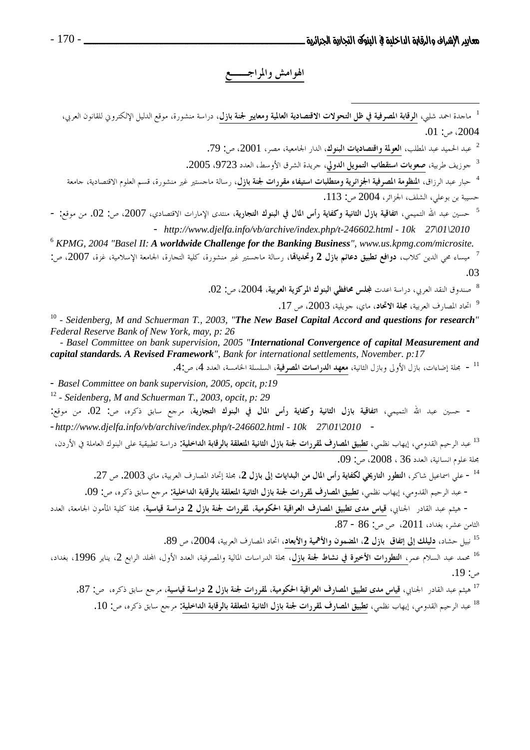## الهوامش والمراجـــــع

[1] ماجدة احمد شلبي، **الرقابة المصرفية في ظل التحولات الاقتصادية العالمية ومعايير لجنة بازل**، دراسة منشورة، موقع الدليل الإلكتروني للقانون العربي، 2004، ص: 01.

[2] عبد الحميد عبد المطلب، **العولمة واقتصاديات البنوك**، الدار الجامعية، مصر، 2001، ص: 79.

[3] جوزيف طربية، **صعوبات استقطاب التمويل الدولي**، جريدة الشرق الأوسط، العدد 9723، 2005.

[4] حبار عبد الرزاق، **المنظومة المصرفية الجزائرية ومتطلبات استيفاء مقررات لجنة بازل**، رسالة ماجستير غير منشورة، قسم العلوم الاقتصادية، جامعة حسيبة بن بوعلي، الشلف، الجزائر، 2004 ص: 113.

[5] حسين عبد الله التميمي، **اتفاقية بازل الثانية وكفاية رأس المال في البنوك التجارية**، منتدى الإمارات الاقتصادي، 2007، ص: 02. من موقع: -

- *http://www.djelfa.info/vb/archive/index.php/t-246602.html - 10k 27\01\2010*

[6] *KPMG, 2004 "Basel II: **A worldwide Challenge for the Banking Business**", www.us.kpmg.com/microsite.*

[7] ميساء محي الدين كلاب، **دوافع تطبيق دعائم بازل 2 وتحدياتها**، رسالة ماجستير غير منشورة، كلية التجارة، الجامعة الإسلامية، غزة، 2007، ص: 03.

[8] صندوق النقد العربي، دراسة اعدت **لمجلس محافظي البنوك المركزية العربية**، 2004، ص: 02.

[9] اتحاد المصارف العربية، **مجلة الاتحاد**، ماي، جويلية، 2003، ص 17.

[10] *- Seidenberg, M and Schuerman T., 2003, "**The New Basel Capital Accord and questions for research**" Federal Reserve Bank of New York, may, p: 26*

*- Basel Committee on bank supervision, 2005 "**International Convergence of capital Measurement and capital standards. A Revised Framework**", Bank for international settlements, November. p:17*

[11] - مجلة إضاءات، بازل الأولى وبازل الثانية، **معهد الدراسات المصرفية**، السلسلة الخامسة، العدد 4، ص:4.

*- Basel Committee on bank supervision, 2005, opcit, p:19*

[12] *- Seidenberg, M and Schuerman T., 2003, opcit, p: 29*

- حسين عبد الله التميمي، **اتفاقية بازل الثانية وكفاية رأس المال في البنوك التجارية**، مرجع سابق ذكره، ص: 02. من موقع:

*- http://www.djelfa.info/vb/archive/index.php/t-246602.html - 10k 27\01\2010 -*

[13] عبد الرحيم القدومي، إيهاب نظمي، **تطبيق المصارف لمقررات لجنة بازل الثانية المتعلقة بالرقابة الداخلية**: دراسة تطبيقية على البنوك العاملة في الأردن، مجلة علوم انسانية، العدد 36 ، 2008، ص: 09.

[14] - علي اسماعيل شاكر، **التطور التاريخي لكفاية رأس المال من البدايات إلى بازل 2**، مجلة إتحاد المصارف العربية، ماي 2003. ص 27.

- عبد الرحيم القدومي، إيهاب نظمي، **تطبيق المصارف لمقررات لجنة بازل الثانية المتعلقة بالرقابة الداخلية**: مرجع سابق ذكره، ص: 09.

- هيثم عبد القادر الجنابي، **قياس مدى تطبيق المصارف العراقية الحكومية، لمقررات لجنة بازل 2 دراسة قياسية**، مجلة كلية المأمون الجامعة، العدد الثامن عشر، بغداد، 2011، ص ص: 86 - 87.

[15] نبيل حشاد، **دليلك إلى إتفاق بازل 2، المضمون والأهمية والأبعاد**، اتحاد المصارف العربية، 2004، ص 89.

[16] محمد عبد السلام عمر، **التطورات الأخيرة في نشاط لجنة بازل**، مجلة الدراسات المالية والمصرفية، العدد الأول، المجلد الرابع 2، يناير 1996، بغداد، ص: 19.

[17] هيثم عبد القادر الجنابي، **قياس مدى تطبيق المصارف العراقية الحكومية، لمقررات لجنة بازل 2 دراسة قياسية**، مرجع سابق ذكره، ص: 87.

[18] عبد الرحيم القدومي، إيهاب نظمي، **تطبيق المصارف لمقررات لجنة بازل الثانية المتعلقة بالرقابة الداخلية**: مرجع سابق ذكره، ص: 10.